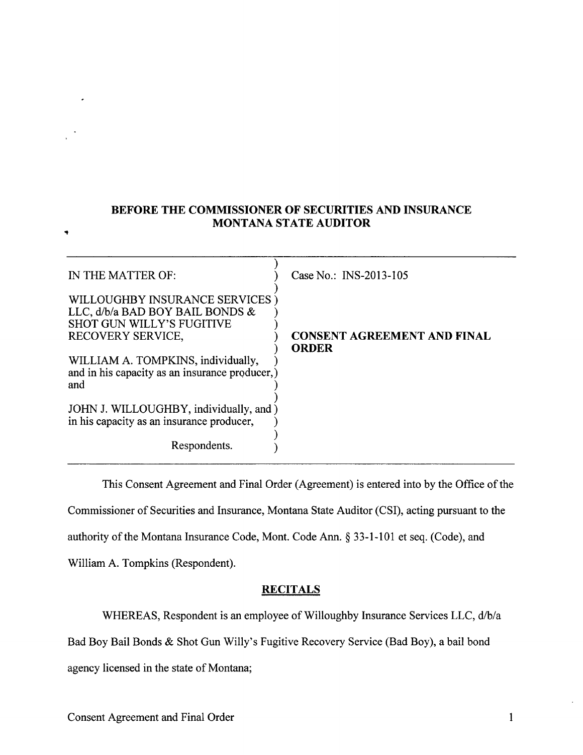**BEFORE THE COMMISSIONER OF SECURITIES AND INSURANCE**
**MONTANA STATE AUDITOR**

| | |
|---|---|
| IN THE MATTER OF:<br><br>WILLOUGHBY INSURANCE SERVICES LLC, d/b/a BAD BOY BAIL BONDS & SHOT GUN WILLY'S FUGITIVE RECOVERY SERVICE,<br><br>WILLIAM A. TOMPKINS, individually, and in his capacity as an insurance producer, and<br><br>JOHN J. WILLOUGHBY, individually, and in his capacity as an insurance producer,<br><br>Respondents. | Case No.: INS-2013-105<br><br>**CONSENT AGREEMENT AND FINAL ORDER** |

This Consent Agreement and Final Order (Agreement) is entered into by the Office of the Commissioner of Securities and Insurance, Montana State Auditor (CSI), acting pursuant to the authority of the Montana Insurance Code, Mont. Code Ann. § 33-1-101 et seq. (Code), and William A. Tompkins (Respondent).

**RECITALS**

WHEREAS, Respondent is an employee of Willoughby Insurance Services LLC, d/b/a Bad Boy Bail Bonds & Shot Gun Willy's Fugitive Recovery Service (Bad Boy), a bail bond agency licensed in the state of Montana;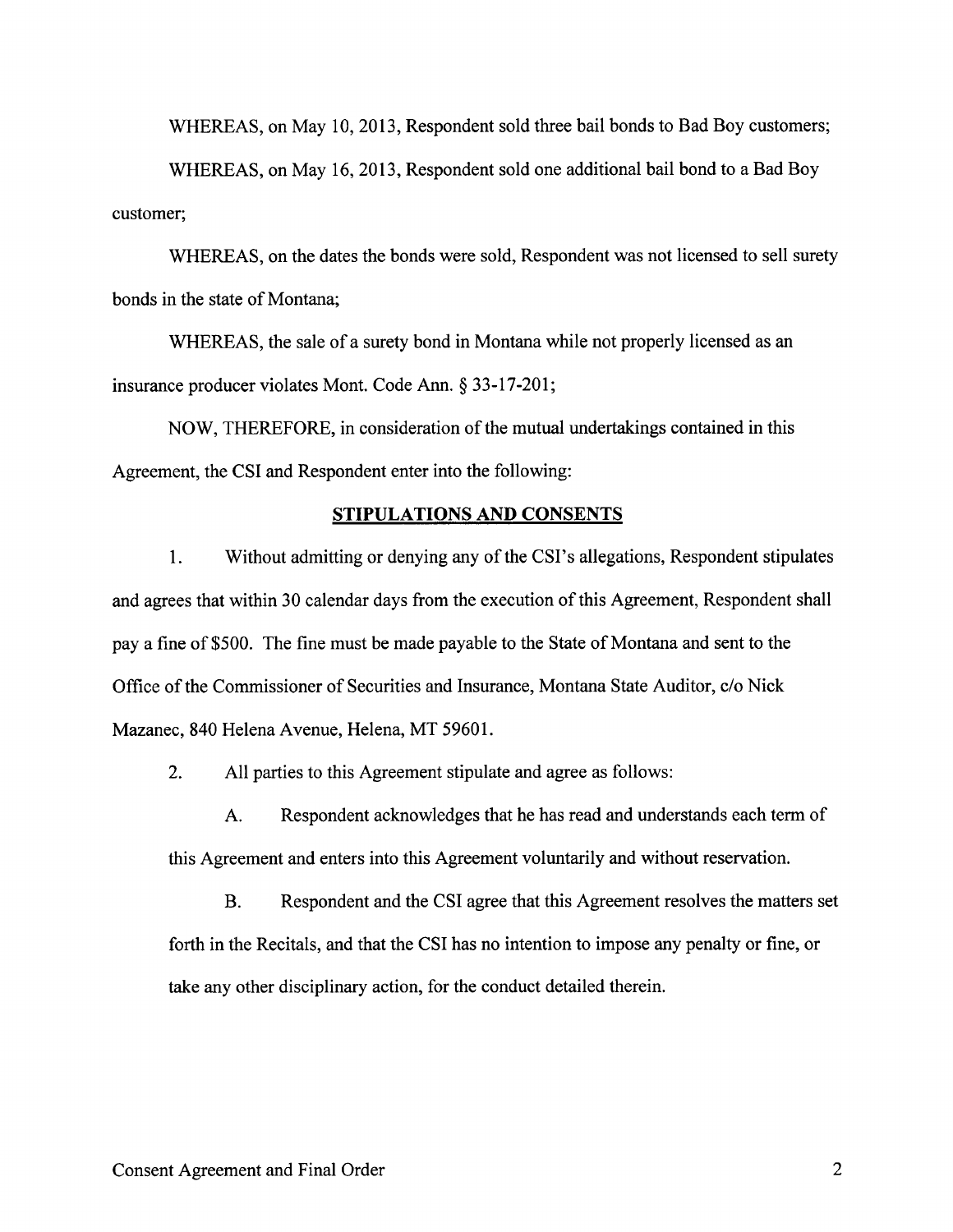WHEREAS, on May 10, 2013, Respondent sold three bail bonds to Bad Boy customers;

WHEREAS, on May 16, 2013, Respondent sold one additional bail bond to a Bad Boy customer;

WHEREAS, on the dates the bonds were sold, Respondent was not licensed to sell surety bonds in the state of Montana;

WHEREAS, the sale of a surety bond in Montana while not properly licensed as an insurance producer violates Mont. Code Ann. § 33-17-201;

NOW, THEREFORE, in consideration of the mutual undertakings contained in this Agreement, the CSI and Respondent enter into the following:

## STIPULATIONS AND CONSENTS

1. Without admitting or denying any of the CSI's allegations, Respondent stipulates and agrees that within 30 calendar days from the execution of this Agreement, Respondent shall pay a fine of $500. The fine must be made payable to the State of Montana and sent to the Office of the Commissioner of Securities and Insurance, Montana State Auditor, c/o Nick Mazanec, 840 Helena Avenue, Helena, MT 59601.

2. All parties to this Agreement stipulate and agree as follows:

   A. Respondent acknowledges that he has read and understands each term of this Agreement and enters into this Agreement voluntarily and without reservation.

   B. Respondent and the CSI agree that this Agreement resolves the matters set forth in the Recitals, and that the CSI has no intention to impose any penalty or fine, or take any other disciplinary action, for the conduct detailed therein.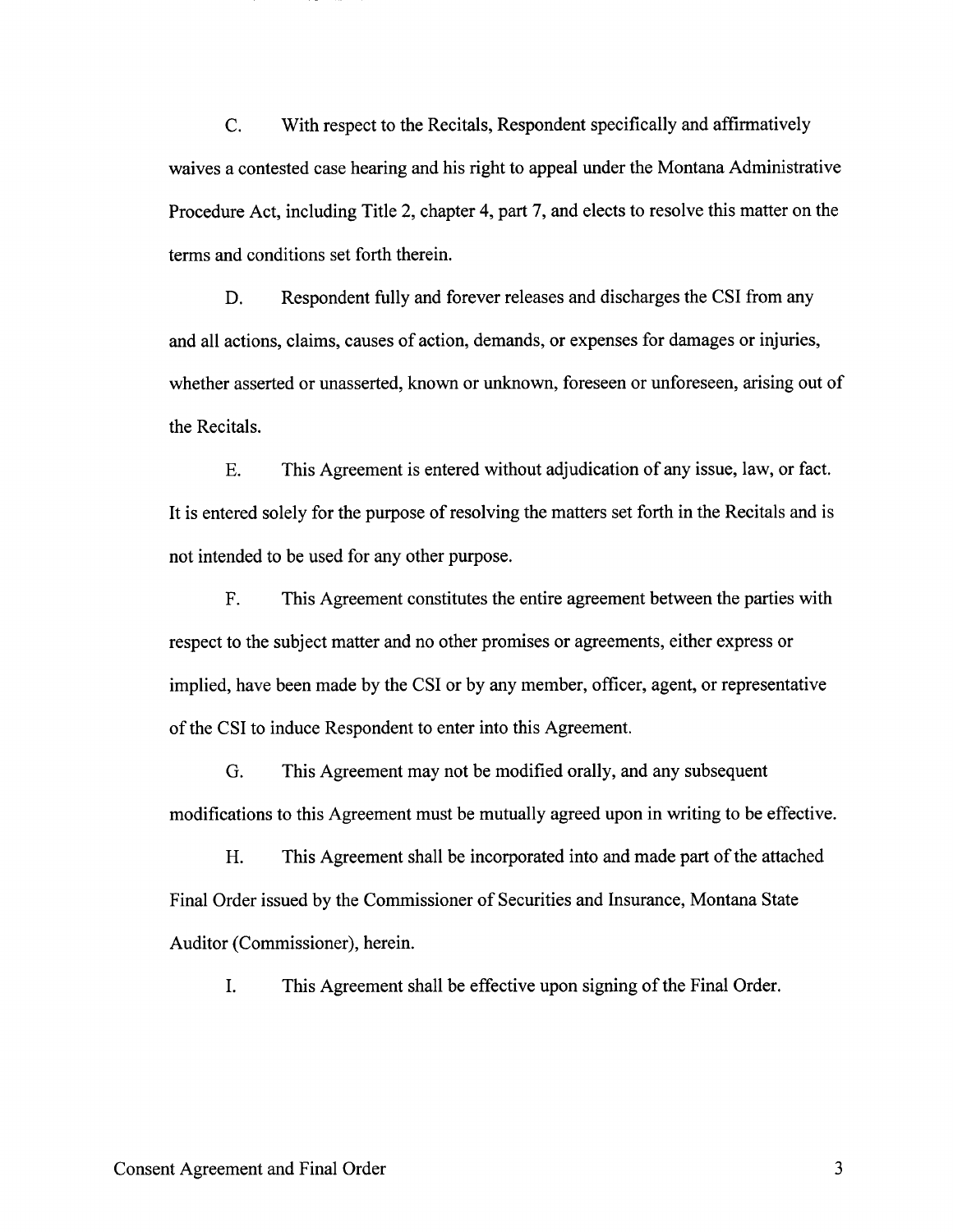C. With respect to the Recitals, Respondent specifically and affirmatively waives a contested case hearing and his right to appeal under the Montana Administrative Procedure Act, including Title 2, chapter 4, part 7, and elects to resolve this matter on the terms and conditions set forth therein.

D. Respondent fully and forever releases and discharges the CSI from any and all actions, claims, causes of action, demands, or expenses for damages or injuries, whether asserted or unasserted, known or unknown, foreseen or unforeseen, arising out of the Recitals.

E. This Agreement is entered without adjudication of any issue, law, or fact. It is entered solely for the purpose of resolving the matters set forth in the Recitals and is not intended to be used for any other purpose.

F. This Agreement constitutes the entire agreement between the parties with respect to the subject matter and no other promises or agreements, either express or implied, have been made by the CSI or by any member, officer, agent, or representative of the CSI to induce Respondent to enter into this Agreement.

G. This Agreement may not be modified orally, and any subsequent modifications to this Agreement must be mutually agreed upon in writing to be effective.

H. This Agreement shall be incorporated into and made part of the attached Final Order issued by the Commissioner of Securities and Insurance, Montana State Auditor (Commissioner), herein.

I. This Agreement shall be effective upon signing of the Final Order.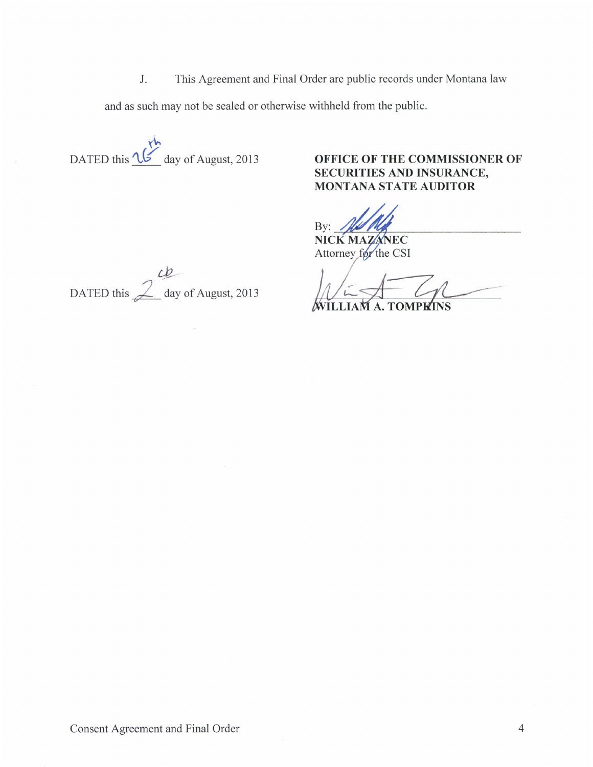J. This Agreement and Final Order are public records under Montana law and as such may not be sealed or otherwise withheld from the public.

DATED this 26th day of August, 2013

**OFFICE OF THE COMMISSIONER OF SECURITIES AND INSURANCE, MONTANA STATE AUDITOR**

By: ______________________
**NICK MAZANEC**
Attorney for the CSI

DATED this 2nd day of August, 2013

______________________
**WILLIAM A. TOMPKINS**

Consent Agreement and Final Order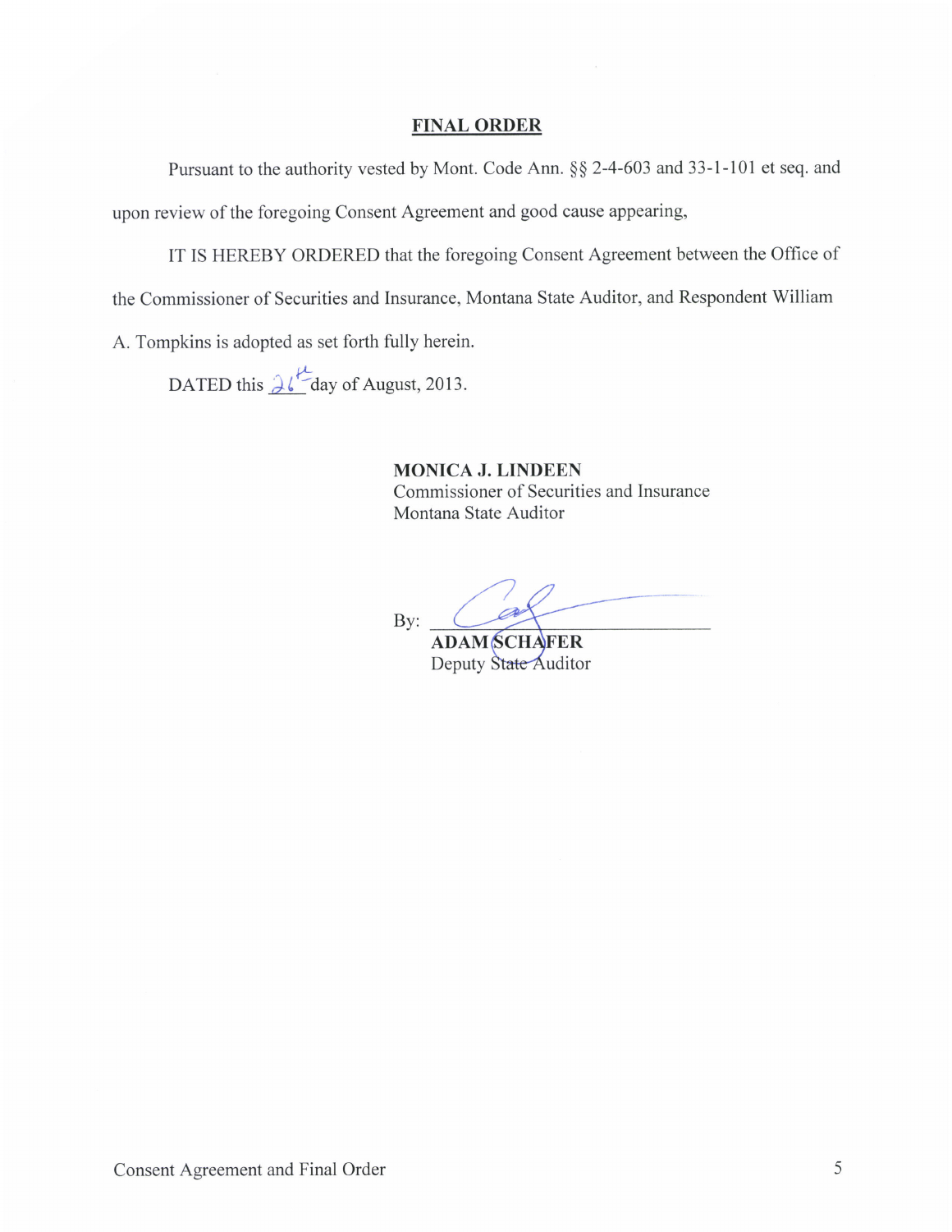## FINAL ORDER

Pursuant to the authority vested by Mont. Code Ann. §§ 2-4-603 and 33-1-101 et seq. and upon review of the foregoing Consent Agreement and good cause appearing,

IT IS HEREBY ORDERED that the foregoing Consent Agreement between the Office of the Commissioner of Securities and Insurance, Montana State Auditor, and Respondent William A. Tompkins is adopted as set forth fully herein.

DATED this 26th day of August, 2013.

**MONICA J. LINDEEN**
Commissioner of Securities and Insurance
Montana State Auditor

By: ______________________________
**ADAM SCHAFER**
Deputy State Auditor

Consent Agreement and Final Order